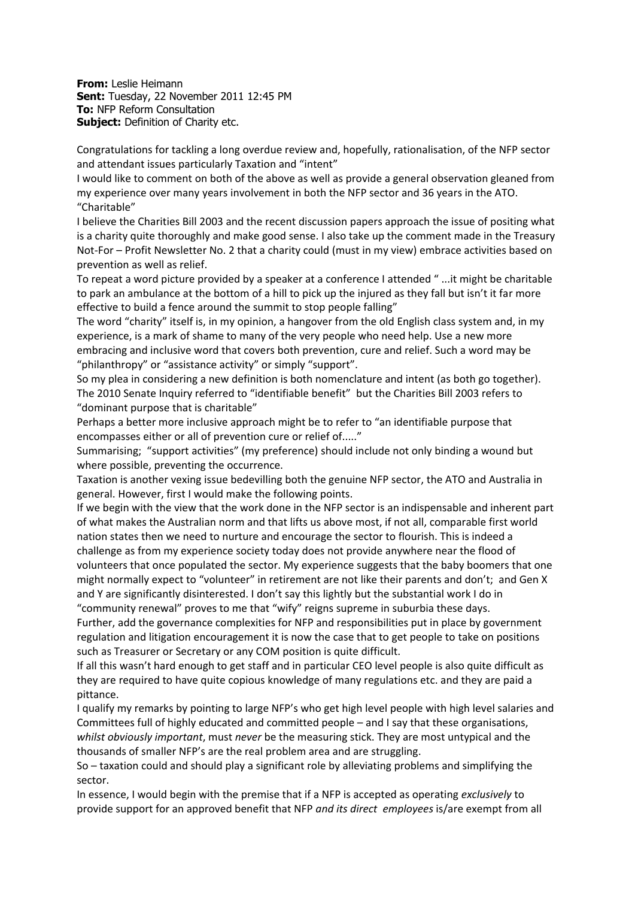**From:** Leslie Heimann
**Sent:** Tuesday, 22 November 2011 12:45 PM
**To:** NFP Reform Consultation
**Subject:** Definition of Charity etc.

Congratulations for tackling a long overdue review and, hopefully, rationalisation, of the NFP sector and attendant issues particularly Taxation and "intent"

I would like to comment on both of the above as well as provide a general observation gleaned from my experience over many years involvement in both the NFP sector and 36 years in the ATO.

"Charitable"

I believe the Charities Bill 2003 and the recent discussion papers approach the issue of positing what is a charity quite thoroughly and make good sense. I also take up the comment made in the Treasury Not-For – Profit Newsletter No. 2 that a charity could (must in my view) embrace activities based on prevention as well as relief.

To repeat a word picture provided by a speaker at a conference I attended " ...it might be charitable to park an ambulance at the bottom of a hill to pick up the injured as they fall but isn't it far more effective to build a fence around the summit to stop people falling"

The word "charity" itself is, in my opinion, a hangover from the old English class system and, in my experience, is a mark of shame to many of the very people who need help. Use a new more embracing and inclusive word that covers both prevention, cure and relief. Such a word may be "philanthropy" or "assistance activity" or simply "support".

So my plea in considering a new definition is both nomenclature and intent (as both go together). The 2010 Senate Inquiry referred to "identifiable benefit" but the Charities Bill 2003 refers to "dominant purpose that is charitable"

Perhaps a better more inclusive approach might be to refer to "an identifiable purpose that encompasses either or all of prevention cure or relief of....."

Summarising; "support activities" (my preference) should include not only binding a wound but where possible, preventing the occurrence.

Taxation is another vexing issue bedevilling both the genuine NFP sector, the ATO and Australia in general. However, first I would make the following points.

If we begin with the view that the work done in the NFP sector is an indispensable and inherent part of what makes the Australian norm and that lifts us above most, if not all, comparable first world nation states then we need to nurture and encourage the sector to flourish. This is indeed a challenge as from my experience society today does not provide anywhere near the flood of volunteers that once populated the sector. My experience suggests that the baby boomers that one might normally expect to "volunteer" in retirement are not like their parents and don't; and Gen X and Y are significantly disinterested. I don't say this lightly but the substantial work I do in "community renewal" proves to me that "wify" reigns supreme in suburbia these days.

Further, add the governance complexities for NFP and responsibilities put in place by government regulation and litigation encouragement it is now the case that to get people to take on positions such as Treasurer or Secretary or any COM position is quite difficult.

If all this wasn't hard enough to get staff and in particular CEO level people is also quite difficult as they are required to have quite copious knowledge of many regulations etc. and they are paid a pittance.

I qualify my remarks by pointing to large NFP's who get high level people with high level salaries and Committees full of highly educated and committed people – and I say that these organisations, *whilst obviously important*, must *never* be the measuring stick. They are most untypical and the thousands of smaller NFP's are the real problem area and are struggling.

So – taxation could and should play a significant role by alleviating problems and simplifying the sector.

In essence, I would begin with the premise that if a NFP is accepted as operating *exclusively* to provide support for an approved benefit that NFP *and its direct employees* is/are exempt from all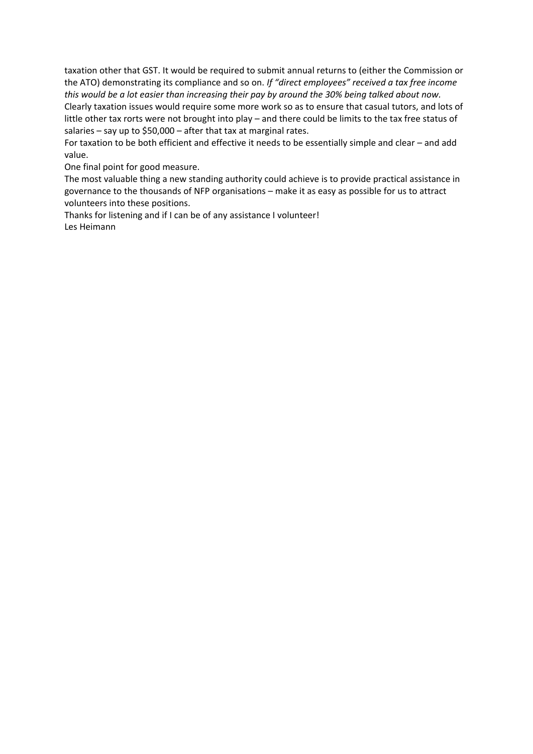taxation other that GST. It would be required to submit annual returns to (either the Commission or the ATO) demonstrating its compliance and so on. *If "direct employees" received a tax free income this would be a lot easier than increasing their pay by around the 30% being talked about now.*
Clearly taxation issues would require some more work so as to ensure that casual tutors, and lots of little other tax rorts were not brought into play – and there could be limits to the tax free status of salaries – say up to $50,000 – after that tax at marginal rates.
For taxation to be both efficient and effective it needs to be essentially simple and clear – and add value.
One final point for good measure.
The most valuable thing a new standing authority could achieve is to provide practical assistance in governance to the thousands of NFP organisations – make it as easy as possible for us to attract volunteers into these positions.
Thanks for listening and if I can be of any assistance I volunteer!
Les Heimann